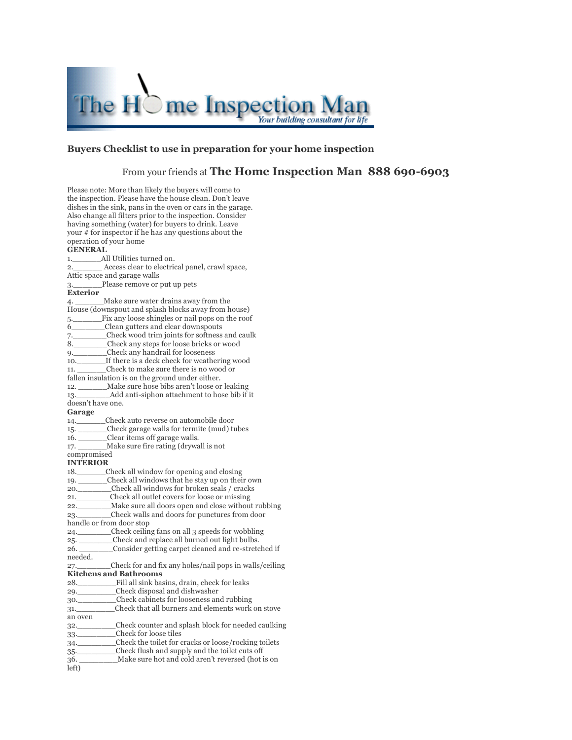The Home Inspection Man
*Your building consultant for life*

## Buyers Checklist to use in preparation for your home inspection

From your friends at **The Home Inspection Man 888 690-6903**

Please note: More than likely the buyers will come to the inspection. Please have the house clean. Don't leave dishes in the sink, pans in the oven or cars in the garage. Also change all filters prior to the inspection. Consider having something (water) for buyers to drink. Leave your # for inspector if he has any questions about the operation of your home

**GENERAL**

1.______All Utilities turned on.
2.______ Access clear to electrical panel, crawl space, Attic space and garage walls
3.______Please remove or put up pets

**Exterior**

4. ______Make sure water drains away from the House (downspout and splash blocks away from house)
5.______Fix any loose shingles or nail pops on the roof
6_______Clean gutters and clear downspouts
7._______Check wood trim joints for softness and caulk
8._______Check any steps for loose bricks or wood
9._______Check any handrail for looseness
10.______If there is a deck check for weathering wood
11. ______Check to make sure there is no wood or fallen insulation is on the ground under either.
12. ______Make sure hose bibs aren't loose or leaking
13._______Add anti-siphon attachment to hose bib if it doesn't have one.

**Garage**

14.______Check auto reverse on automobile door
15. ______Check garage walls for termite (mud) tubes
16. ______Clear items off garage walls.
17. ______Make sure fire rating (drywall is not compromised

**INTERIOR**

18.______Check all window for opening and closing
19. ______Check all windows that he stay up on their own
20._______Check all windows for broken seals / cracks
21._______Check all outlet covers for loose or missing
22._______Make sure all doors open and close without rubbing
23._______Check walls and doors for punctures from door handle or from door stop
24._______Check ceiling fans on all 3 speeds for wobbling
25. _______Check and replace all burned out light bulbs.
26. _______Consider getting carpet cleaned and re-stretched if needed.
27._______Check for and fix any holes/nail pops in walls/ceiling

**Kitchens and Bathrooms**

28.________Fill all sink basins, drain, check for leaks
29.________Check disposal and dishwasher
30.________Check cabinets for looseness and rubbing
31.________Check that all burners and elements work on stove an oven
32.________Check counter and splash block for needed caulking
33.________Check for loose tiles
34.________Check the toilet for cracks or loose/rocking toilets
35.________Check flush and supply and the toilet cuts off
36. ________Make sure hot and cold aren't reversed (hot is on left)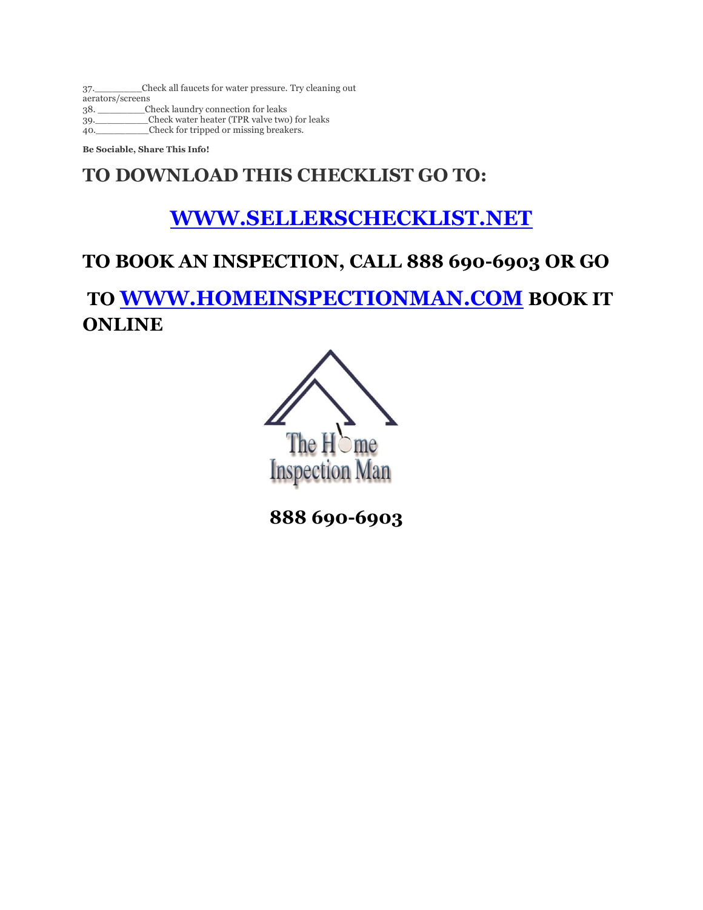37.________Check all faucets for water pressure. Try cleaning out aerators/screens

38. ________Check laundry connection for leaks

39._________Check water heater (TPR valve two) for leaks

40._________Check for tripped or missing breakers.

**Be Sociable, Share This Info!**

## TO DOWNLOAD THIS CHECKLIST GO TO:

## WWW.SELLERSCHECKLIST.NET

## TO BOOK AN INSPECTION, CALL 888 690-6903 OR GO TO WWW.HOMEINSPECTIONMAN.COM BOOK IT ONLINE

The Home Inspection Man

**888 690-6903**